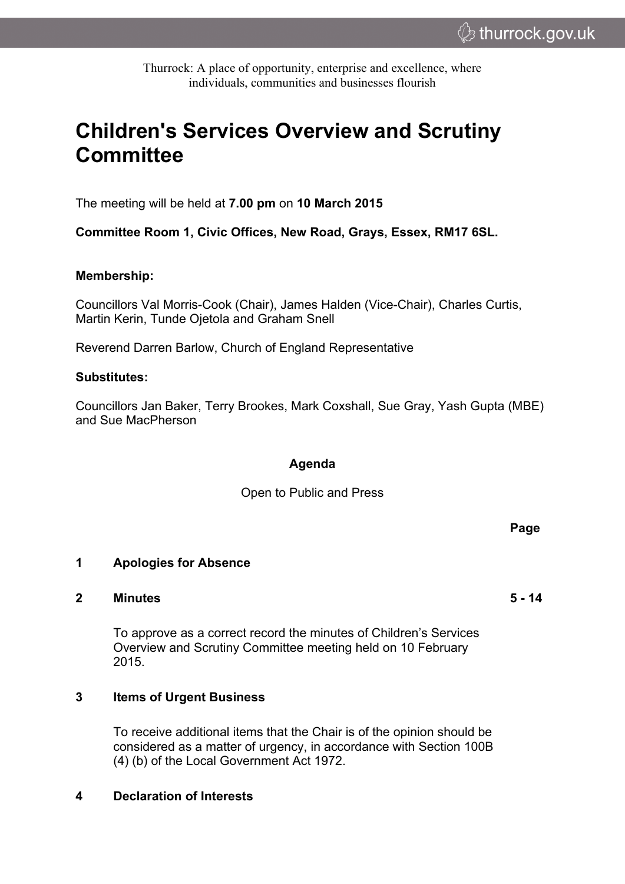Thurrock: A place of opportunity, enterprise and excellence, where individuals, communities and businesses flourish

# Children's Services Overview and Scrutiny Committee

The meeting will be held at **7.00 pm** on **10 March 2015**

**Committee Room 1, Civic Offices, New Road, Grays, Essex, RM17 6SL.**

**Membership:**

Councillors Val Morris-Cook (Chair), James Halden (Vice-Chair), Charles Curtis, Martin Kerin, Tunde Ojetola and Graham Snell

Reverend Darren Barlow, Church of England Representative

**Substitutes:**

Councillors Jan Baker, Terry Brookes, Mark Coxshall, Sue Gray, Yash Gupta (MBE) and Sue MacPherson

## Agenda

Open to Public and Press

| | | Page |
|---|---|---|
| **1** | **Apologies for Absence** | |
| **2** | **Minutes**<br><br>To approve as a correct record the minutes of Children's Services Overview and Scrutiny Committee meeting held on 10 February 2015. | **5 - 14** |
| **3** | **Items of Urgent Business**<br><br>To receive additional items that the Chair is of the opinion should be considered as a matter of urgency, in accordance with Section 100B (4) (b) of the Local Government Act 1972. | |
| **4** | **Declaration of Interests** | |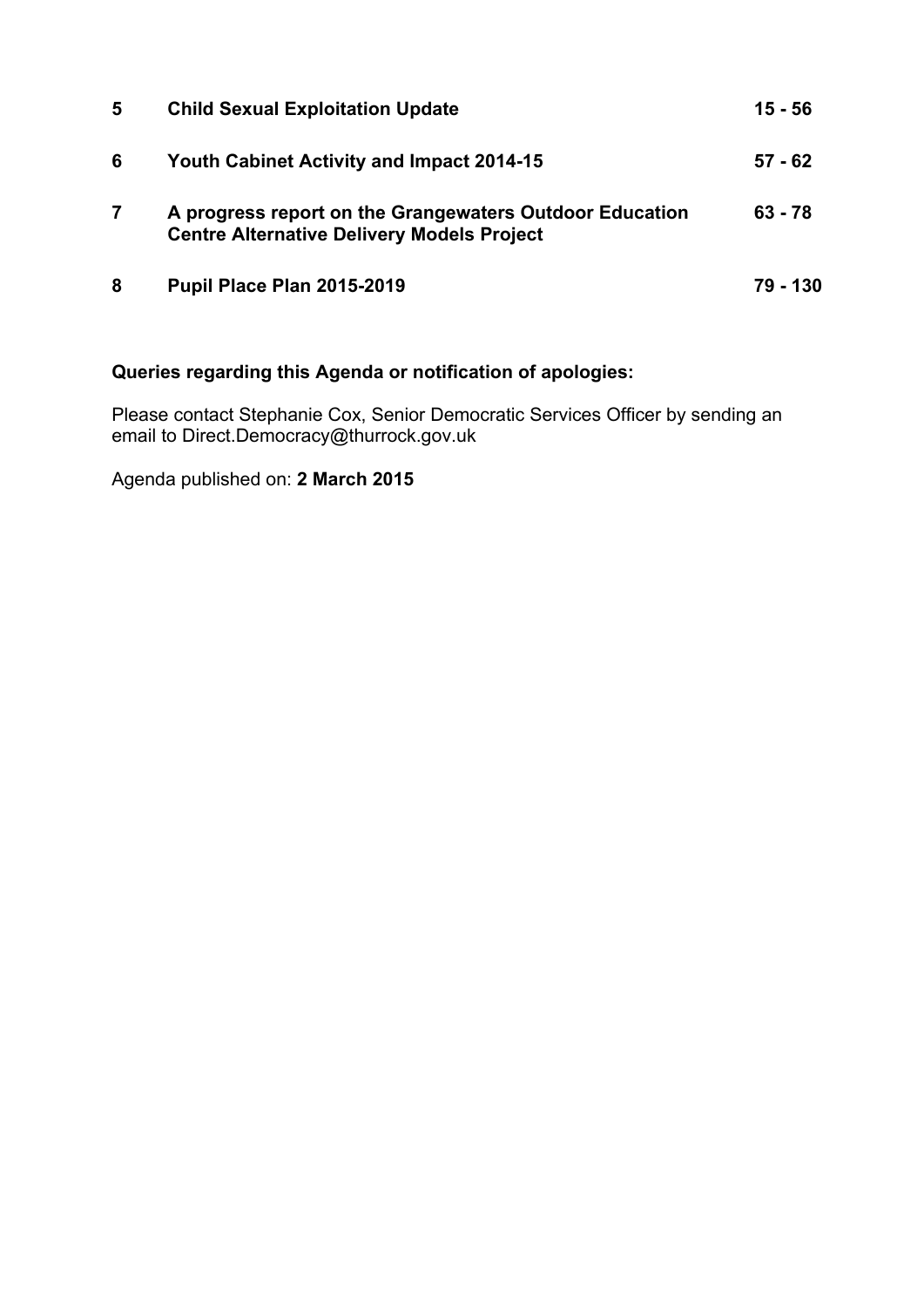| | | |
|---|---|---|
| **5** | **Child Sexual Exploitation Update** | **15 - 56** |
| **6** | **Youth Cabinet Activity and Impact 2014-15** | **57 - 62** |
| **7** | **A progress report on the Grangewaters Outdoor Education Centre Alternative Delivery Models Project** | **63 - 78** |
| **8** | **Pupil Place Plan 2015-2019** | **79 - 130** |

**Queries regarding this Agenda or notification of apologies:**

Please contact Stephanie Cox, Senior Democratic Services Officer by sending an email to Direct.Democracy@thurrock.gov.uk

Agenda published on: **2 March 2015**